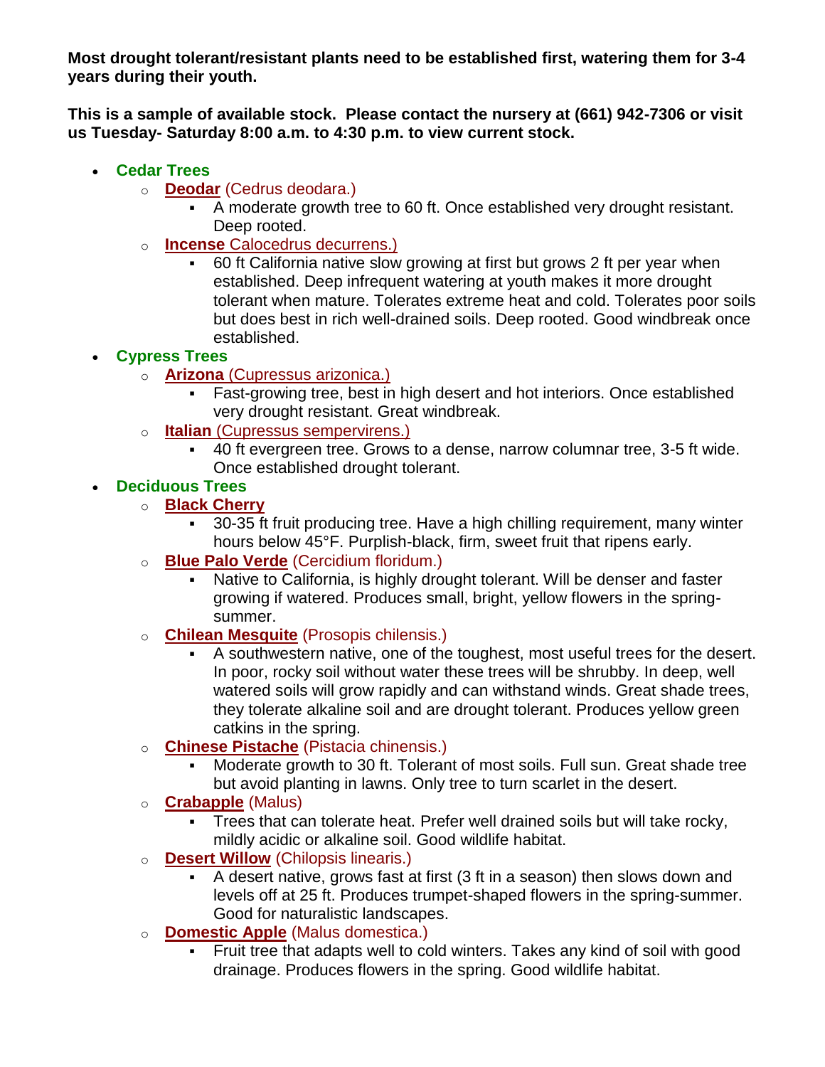**Most drought tolerant/resistant plants need to be established first, watering them for 3-4 years during their youth.**

**This is a sample of available stock. Please contact the nursery at (661) 942-7306 or visit us Tuesday- Saturday 8:00 a.m. to 4:30 p.m. to view current stock.**

- **Cedar Trees**
  - **Deodar** (Cedrus deodara.)
    - A moderate growth tree to 60 ft. Once established very drought resistant. Deep rooted.
  - **Incense** Calocedrus decurrens.)
    - 60 ft California native slow growing at first but grows 2 ft per year when established. Deep infrequent watering at youth makes it more drought tolerant when mature. Tolerates extreme heat and cold. Tolerates poor soils but does best in rich well-drained soils. Deep rooted. Good windbreak once established.
- **Cypress Trees**
  - **Arizona** (Cupressus arizonica.)
    - Fast-growing tree, best in high desert and hot interiors. Once established very drought resistant. Great windbreak.
  - **Italian** (Cupressus sempervirens.)
    - 40 ft evergreen tree. Grows to a dense, narrow columnar tree, 3-5 ft wide. Once established drought tolerant.
- **Deciduous Trees**
  - **Black Cherry**
    - 30-35 ft fruit producing tree. Have a high chilling requirement, many winter hours below 45°F. Purplish-black, firm, sweet fruit that ripens early.
  - **Blue Palo Verde** (Cercidium floridum.)
    - Native to California, is highly drought tolerant. Will be denser and faster growing if watered. Produces small, bright, yellow flowers in the spring-summer.
  - **Chilean Mesquite** (Prosopis chilensis.)
    - A southwestern native, one of the toughest, most useful trees for the desert. In poor, rocky soil without water these trees will be shrubby. In deep, well watered soils will grow rapidly and can withstand winds. Great shade trees, they tolerate alkaline soil and are drought tolerant. Produces yellow green catkins in the spring.
  - **Chinese Pistache** (Pistacia chinensis.)
    - Moderate growth to 30 ft. Tolerant of most soils. Full sun. Great shade tree but avoid planting in lawns. Only tree to turn scarlet in the desert.
  - **Crabapple** (Malus)
    - Trees that can tolerate heat. Prefer well drained soils but will take rocky, mildly acidic or alkaline soil. Good wildlife habitat.
  - **Desert Willow** (Chilopsis linearis.)
    - A desert native, grows fast at first (3 ft in a season) then slows down and levels off at 25 ft. Produces trumpet-shaped flowers in the spring-summer. Good for naturalistic landscapes.
  - **Domestic Apple** (Malus domestica.)
    - Fruit tree that adapts well to cold winters. Takes any kind of soil with good drainage. Produces flowers in the spring. Good wildlife habitat.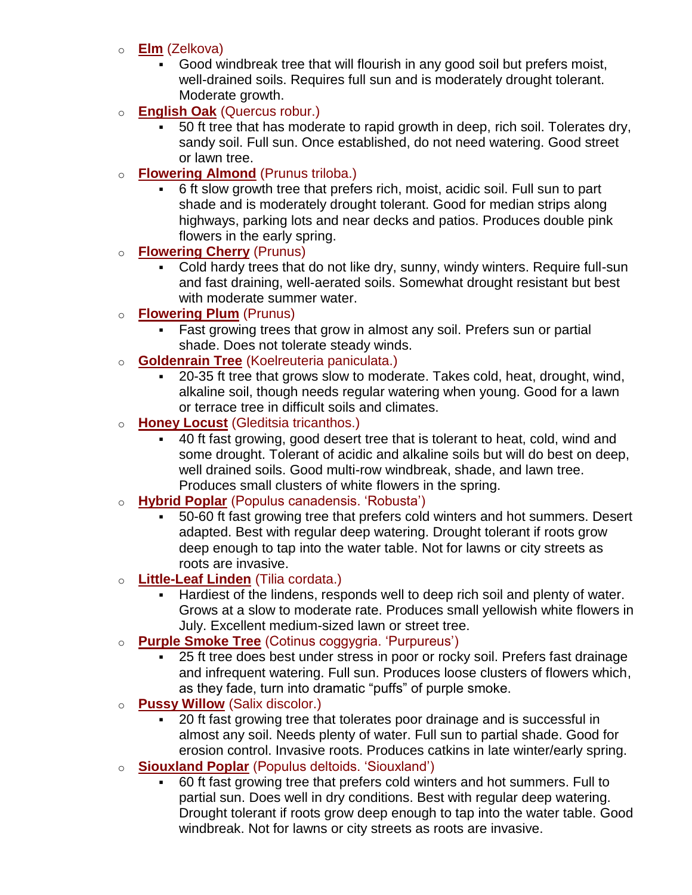- **Elm** (Zelkova)
  - Good windbreak tree that will flourish in any good soil but prefers moist, well-drained soils. Requires full sun and is moderately drought tolerant. Moderate growth.
- **English Oak** (Quercus robur.)
  - 50 ft tree that has moderate to rapid growth in deep, rich soil. Tolerates dry, sandy soil. Full sun. Once established, do not need watering. Good street or lawn tree.
- **Flowering Almond** (Prunus triloba.)
  - 6 ft slow growth tree that prefers rich, moist, acidic soil. Full sun to part shade and is moderately drought tolerant. Good for median strips along highways, parking lots and near decks and patios. Produces double pink flowers in the early spring.
- **Flowering Cherry** (Prunus)
  - Cold hardy trees that do not like dry, sunny, windy winters. Require full-sun and fast draining, well-aerated soils. Somewhat drought resistant but best with moderate summer water.
- **Flowering Plum** (Prunus)
  - Fast growing trees that grow in almost any soil. Prefers sun or partial shade. Does not tolerate steady winds.
- **Goldenrain Tree** (Koelreuteria paniculata.)
  - 20-35 ft tree that grows slow to moderate. Takes cold, heat, drought, wind, alkaline soil, though needs regular watering when young. Good for a lawn or terrace tree in difficult soils and climates.
- **Honey Locust** (Gleditsia tricanthos.)
  - 40 ft fast growing, good desert tree that is tolerant to heat, cold, wind and some drought. Tolerant of acidic and alkaline soils but will do best on deep, well drained soils. Good multi-row windbreak, shade, and lawn tree. Produces small clusters of white flowers in the spring.
- **Hybrid Poplar** (Populus canadensis. 'Robusta')
  - 50-60 ft fast growing tree that prefers cold winters and hot summers. Desert adapted. Best with regular deep watering. Drought tolerant if roots grow deep enough to tap into the water table. Not for lawns or city streets as roots are invasive.
- **Little-Leaf Linden** (Tilia cordata.)
  - Hardiest of the lindens, responds well to deep rich soil and plenty of water. Grows at a slow to moderate rate. Produces small yellowish white flowers in July. Excellent medium-sized lawn or street tree.
- **Purple Smoke Tree** (Cotinus coggygria. 'Purpureus')
  - 25 ft tree does best under stress in poor or rocky soil. Prefers fast drainage and infrequent watering. Full sun. Produces loose clusters of flowers which, as they fade, turn into dramatic "puffs" of purple smoke.
- **Pussy Willow** (Salix discolor.)
  - 20 ft fast growing tree that tolerates poor drainage and is successful in almost any soil. Needs plenty of water. Full sun to partial shade. Good for erosion control. Invasive roots. Produces catkins in late winter/early spring.
- **Siouxland Poplar** (Populus deltoids. 'Siouxland')
  - 60 ft fast growing tree that prefers cold winters and hot summers. Full to partial sun. Does well in dry conditions. Best with regular deep watering. Drought tolerant if roots grow deep enough to tap into the water table. Good windbreak. Not for lawns or city streets as roots are invasive.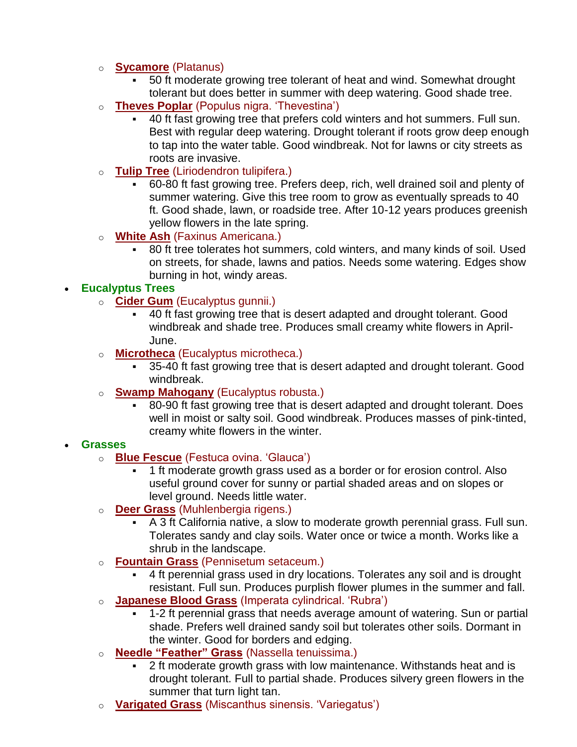- **Sycamore** (Platanus)
  - 50 ft moderate growing tree tolerant of heat and wind. Somewhat drought tolerant but does better in summer with deep watering. Good shade tree.
- **Theves Poplar** (Populus nigra. 'Thevestina')
  - 40 ft fast growing tree that prefers cold winters and hot summers. Full sun. Best with regular deep watering. Drought tolerant if roots grow deep enough to tap into the water table. Good windbreak. Not for lawns or city streets as roots are invasive.
- **Tulip Tree** (Liriodendron tulipifera.)
  - 60-80 ft fast growing tree. Prefers deep, rich, well drained soil and plenty of summer watering. Give this tree room to grow as eventually spreads to 40 ft. Good shade, lawn, or roadside tree. After 10-12 years produces greenish yellow flowers in the late spring.
- **White Ash** (Faxinus Americana.)
  - 80 ft tree tolerates hot summers, cold winters, and many kinds of soil. Used on streets, for shade, lawns and patios. Needs some watering. Edges show burning in hot, windy areas.

- **Eucalyptus Trees**
  - **Cider Gum** (Eucalyptus gunnii.)
    - 40 ft fast growing tree that is desert adapted and drought tolerant. Good windbreak and shade tree. Produces small creamy white flowers in April-June.
  - **Microtheca** (Eucalyptus microtheca.)
    - 35-40 ft fast growing tree that is desert adapted and drought tolerant. Good windbreak.
  - **Swamp Mahogany** (Eucalyptus robusta.)
    - 80-90 ft fast growing tree that is desert adapted and drought tolerant. Does well in moist or salty soil. Good windbreak. Produces masses of pink-tinted, creamy white flowers in the winter.
- **Grasses**
  - **Blue Fescue** (Festuca ovina. 'Glauca')
    - 1 ft moderate growth grass used as a border or for erosion control. Also useful ground cover for sunny or partial shaded areas and on slopes or level ground. Needs little water.
  - **Deer Grass** (Muhlenbergia rigens.)
    - A 3 ft California native, a slow to moderate growth perennial grass. Full sun. Tolerates sandy and clay soils. Water once or twice a month. Works like a shrub in the landscape.
  - **Fountain Grass** (Pennisetum setaceum.)
    - 4 ft perennial grass used in dry locations. Tolerates any soil and is drought resistant. Full sun. Produces purplish flower plumes in the summer and fall.
  - **Japanese Blood Grass** (Imperata cylindrical. 'Rubra')
    - 1-2 ft perennial grass that needs average amount of watering. Sun or partial shade. Prefers well drained sandy soil but tolerates other soils. Dormant in the winter. Good for borders and edging.
  - **Needle "Feather" Grass** (Nassella tenuissima.)
    - 2 ft moderate growth grass with low maintenance. Withstands heat and is drought tolerant. Full to partial shade. Produces silvery green flowers in the summer that turn light tan.
  - **Varigated Grass** (Miscanthus sinensis. 'Variegatus')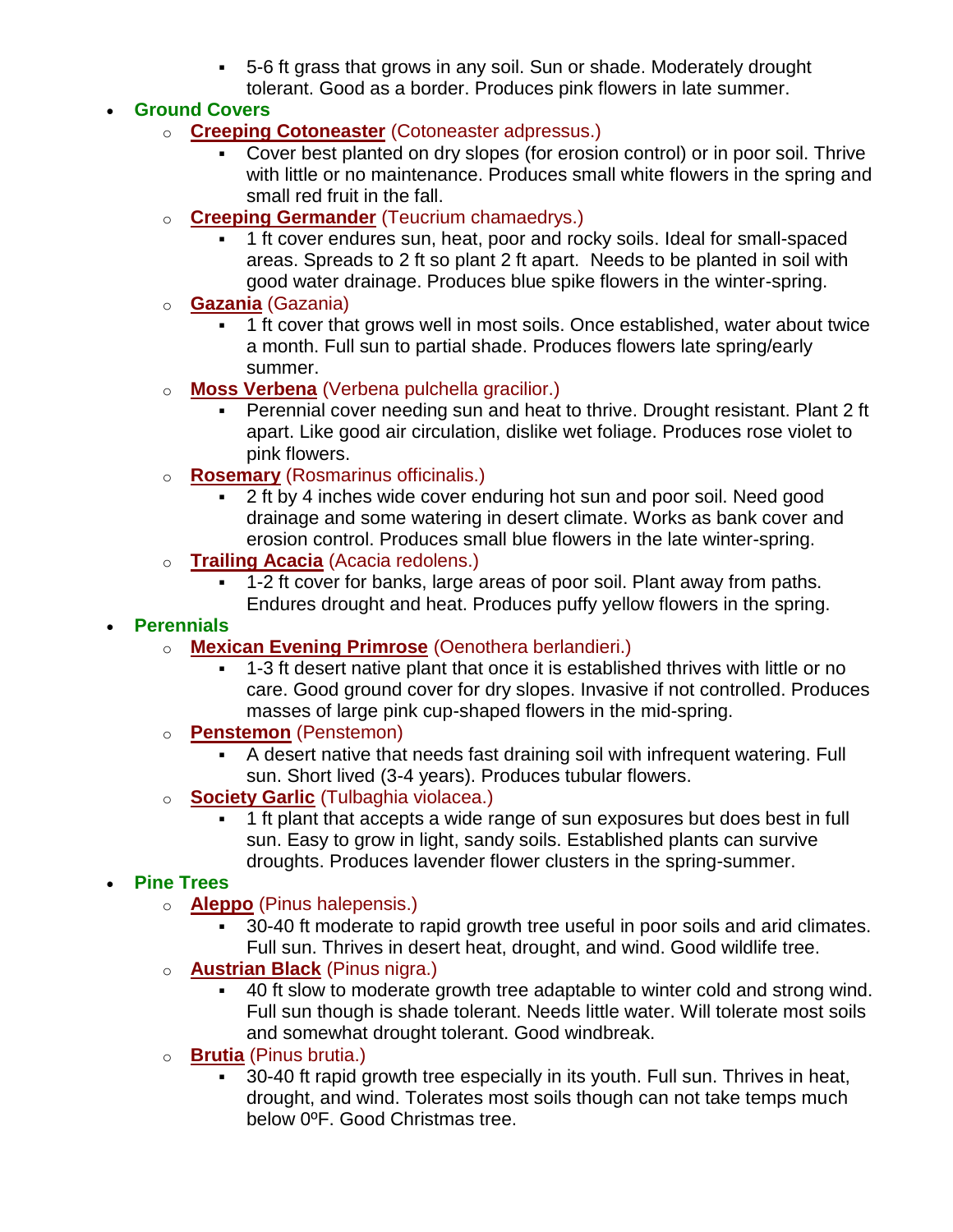- 5-6 ft grass that grows in any soil. Sun or shade. Moderately drought tolerant. Good as a border. Produces pink flowers in late summer.

- **Ground Covers**
    - **Creeping Cotoneaster** (Cotoneaster adpressus.)
        - Cover best planted on dry slopes (for erosion control) or in poor soil. Thrive with little or no maintenance. Produces small white flowers in the spring and small red fruit in the fall.
    - **Creeping Germander** (Teucrium chamaedrys.)
        - 1 ft cover endures sun, heat, poor and rocky soils. Ideal for small-spaced areas. Spreads to 2 ft so plant 2 ft apart.  Needs to be planted in soil with good water drainage. Produces blue spike flowers in the winter-spring.
    - **Gazania** (Gazania)
        - 1 ft cover that grows well in most soils. Once established, water about twice a month. Full sun to partial shade. Produces flowers late spring/early summer.
    - **Moss Verbena** (Verbena pulchella gracilior.)
        - Perennial cover needing sun and heat to thrive. Drought resistant. Plant 2 ft apart. Like good air circulation, dislike wet foliage. Produces rose violet to pink flowers.
    - **Rosemary** (Rosmarinus officinalis.)
        - 2 ft by 4 inches wide cover enduring hot sun and poor soil. Need good drainage and some watering in desert climate. Works as bank cover and erosion control. Produces small blue flowers in the late winter-spring.
    - **Trailing Acacia** (Acacia redolens.)
        - 1-2 ft cover for banks, large areas of poor soil. Plant away from paths. Endures drought and heat. Produces puffy yellow flowers in the spring.
- **Perennials**
    - **Mexican Evening Primrose** (Oenothera berlandieri.)
        - 1-3 ft desert native plant that once it is established thrives with little or no care. Good ground cover for dry slopes. Invasive if not controlled. Produces masses of large pink cup-shaped flowers in the mid-spring.
    - **Penstemon** (Penstemon)
        - A desert native that needs fast draining soil with infrequent watering. Full sun. Short lived (3-4 years). Produces tubular flowers.
    - **Society Garlic** (Tulbaghia violacea.)
        - 1 ft plant that accepts a wide range of sun exposures but does best in full sun. Easy to grow in light, sandy soils. Established plants can survive droughts. Produces lavender flower clusters in the spring-summer.
- **Pine Trees**
    - **Aleppo** (Pinus halepensis.)
        - 30-40 ft moderate to rapid growth tree useful in poor soils and arid climates. Full sun. Thrives in desert heat, drought, and wind. Good wildlife tree.
    - **Austrian Black** (Pinus nigra.)
        - 40 ft slow to moderate growth tree adaptable to winter cold and strong wind. Full sun though is shade tolerant. Needs little water. Will tolerate most soils and somewhat drought tolerant. Good windbreak.
    - **Brutia** (Pinus brutia.)
        - 30-40 ft rapid growth tree especially in its youth. Full sun. Thrives in heat, drought, and wind. Tolerates most soils though can not take temps much below 0ºF. Good Christmas tree.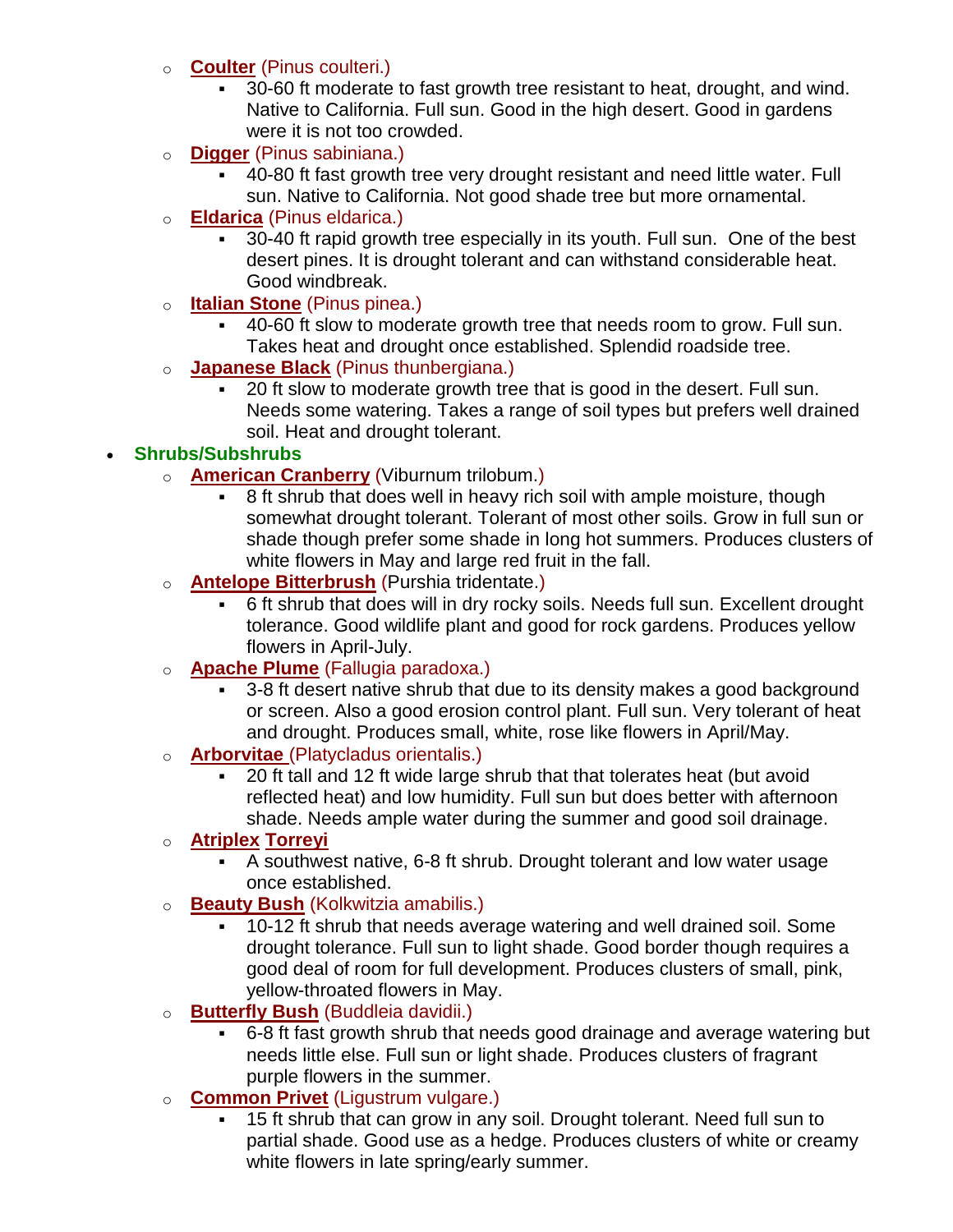- **Coulter** (Pinus coulteri.)
  - 30-60 ft moderate to fast growth tree resistant to heat, drought, and wind. Native to California. Full sun. Good in the high desert. Good in gardens were it is not too crowded.
- **Digger** (Pinus sabiniana.)
  - 40-80 ft fast growth tree very drought resistant and need little water. Full sun. Native to California. Not good shade tree but more ornamental.
- **Eldarica** (Pinus eldarica.)
  - 30-40 ft rapid growth tree especially in its youth. Full sun. One of the best desert pines. It is drought tolerant and can withstand considerable heat. Good windbreak.
- **Italian Stone** (Pinus pinea.)
  - 40-60 ft slow to moderate growth tree that needs room to grow. Full sun. Takes heat and drought once established. Splendid roadside tree.
- **Japanese Black** (Pinus thunbergiana.)
  - 20 ft slow to moderate growth tree that is good in the desert. Full sun. Needs some watering. Takes a range of soil types but prefers well drained soil. Heat and drought tolerant.

- **Shrubs/Subshrubs**
  - **American Cranberry** (Viburnum trilobum.)
    - 8 ft shrub that does well in heavy rich soil with ample moisture, though somewhat drought tolerant. Tolerant of most other soils. Grow in full sun or shade though prefer some shade in long hot summers. Produces clusters of white flowers in May and large red fruit in the fall.
  - **Antelope Bitterbrush** (Purshia tridentate.)
    - 6 ft shrub that does will in dry rocky soils. Needs full sun. Excellent drought tolerance. Good wildlife plant and good for rock gardens. Produces yellow flowers in April-July.
  - **Apache Plume** (Fallugia paradoxa.)
    - 3-8 ft desert native shrub that due to its density makes a good background or screen. Also a good erosion control plant. Full sun. Very tolerant of heat and drought. Produces small, white, rose like flowers in April/May.
  - **Arborvitae** (Platycladus orientalis.)
    - 20 ft tall and 12 ft wide large shrub that that tolerates heat (but avoid reflected heat) and low humidity. Full sun but does better with afternoon shade. Needs ample water during the summer and good soil drainage.
  - **Atriplex Torreyi**
    - A southwest native, 6-8 ft shrub. Drought tolerant and low water usage once established.
  - **Beauty Bush** (Kolkwitzia amabilis.)
    - 10-12 ft shrub that needs average watering and well drained soil. Some drought tolerance. Full sun to light shade. Good border though requires a good deal of room for full development. Produces clusters of small, pink, yellow-throated flowers in May.
  - **Butterfly Bush** (Buddleia davidii.)
    - 6-8 ft fast growth shrub that needs good drainage and average watering but needs little else. Full sun or light shade. Produces clusters of fragrant purple flowers in the summer.
  - **Common Privet** (Ligustrum vulgare.)
    - 15 ft shrub that can grow in any soil. Drought tolerant. Need full sun to partial shade. Good use as a hedge. Produces clusters of white or creamy white flowers in late spring/early summer.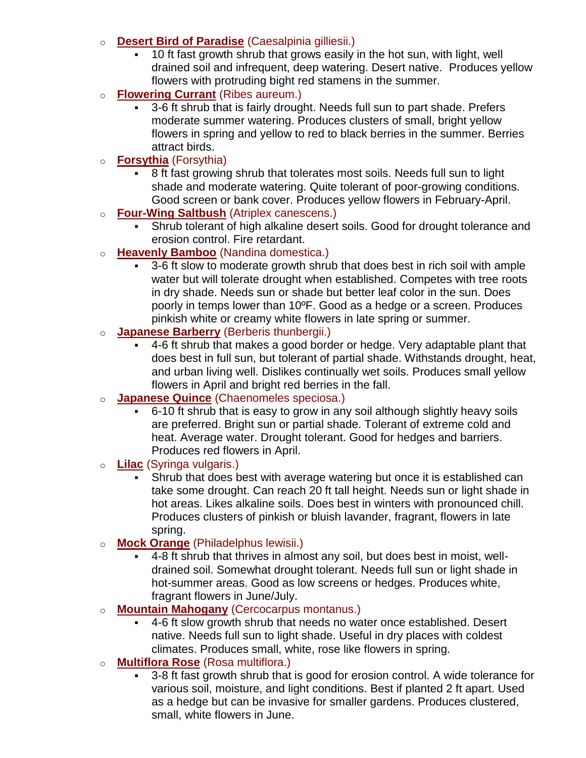- **Desert Bird of Paradise** (Caesalpinia gilliesii.)
  - 10 ft fast growth shrub that grows easily in the hot sun, with light, well drained soil and infrequent, deep watering. Desert native. Produces yellow flowers with protruding bight red stamens in the summer.
- **Flowering Currant** (Ribes aureum.)
  - 3-6 ft shrub that is fairly drought. Needs full sun to part shade. Prefers moderate summer watering. Produces clusters of small, bright yellow flowers in spring and yellow to red to black berries in the summer. Berries attract birds.
- **Forsythia** (Forsythia)
  - 8 ft fast growing shrub that tolerates most soils. Needs full sun to light shade and moderate watering. Quite tolerant of poor-growing conditions. Good screen or bank cover. Produces yellow flowers in February-April.
- **Four-Wing Saltbush** (Atriplex canescens.)
  - Shrub tolerant of high alkaline desert soils. Good for drought tolerance and erosion control. Fire retardant.
- **Heavenly Bamboo** (Nandina domestica.)
  - 3-6 ft slow to moderate growth shrub that does best in rich soil with ample water but will tolerate drought when established. Competes with tree roots in dry shade. Needs sun or shade but better leaf color in the sun. Does poorly in temps lower than 10ºF. Good as a hedge or a screen. Produces pinkish white or creamy white flowers in late spring or summer.
- **Japanese Barberry** (Berberis thunbergii.)
  - 4-6 ft shrub that makes a good border or hedge. Very adaptable plant that does best in full sun, but tolerant of partial shade. Withstands drought, heat, and urban living well. Dislikes continually wet soils. Produces small yellow flowers in April and bright red berries in the fall.
- **Japanese Quince** (Chaenomeles speciosa.)
  - 6-10 ft shrub that is easy to grow in any soil although slightly heavy soils are preferred. Bright sun or partial shade. Tolerant of extreme cold and heat. Average water. Drought tolerant. Good for hedges and barriers. Produces red flowers in April.
- **Lilac** (Syringa vulgaris.)
  - Shrub that does best with average watering but once it is established can take some drought. Can reach 20 ft tall height. Needs sun or light shade in hot areas. Likes alkaline soils. Does best in winters with pronounced chill. Produces clusters of pinkish or bluish lavander, fragrant, flowers in late spring.
- **Mock Orange** (Philadelphus lewisii.)
  - 4-8 ft shrub that thrives in almost any soil, but does best in moist, well-drained soil. Somewhat drought tolerant. Needs full sun or light shade in hot-summer areas. Good as low screens or hedges. Produces white, fragrant flowers in June/July.
- **Mountain Mahogany** (Cercocarpus montanus.)
  - 4-6 ft slow growth shrub that needs no water once established. Desert native. Needs full sun to light shade. Useful in dry places with coldest climates. Produces small, white, rose like flowers in spring.
- **Multiflora Rose** (Rosa multiflora.)
  - 3-8 ft fast growth shrub that is good for erosion control. A wide tolerance for various soil, moisture, and light conditions. Best if planted 2 ft apart. Used as a hedge but can be invasive for smaller gardens. Produces clustered, small, white flowers in June.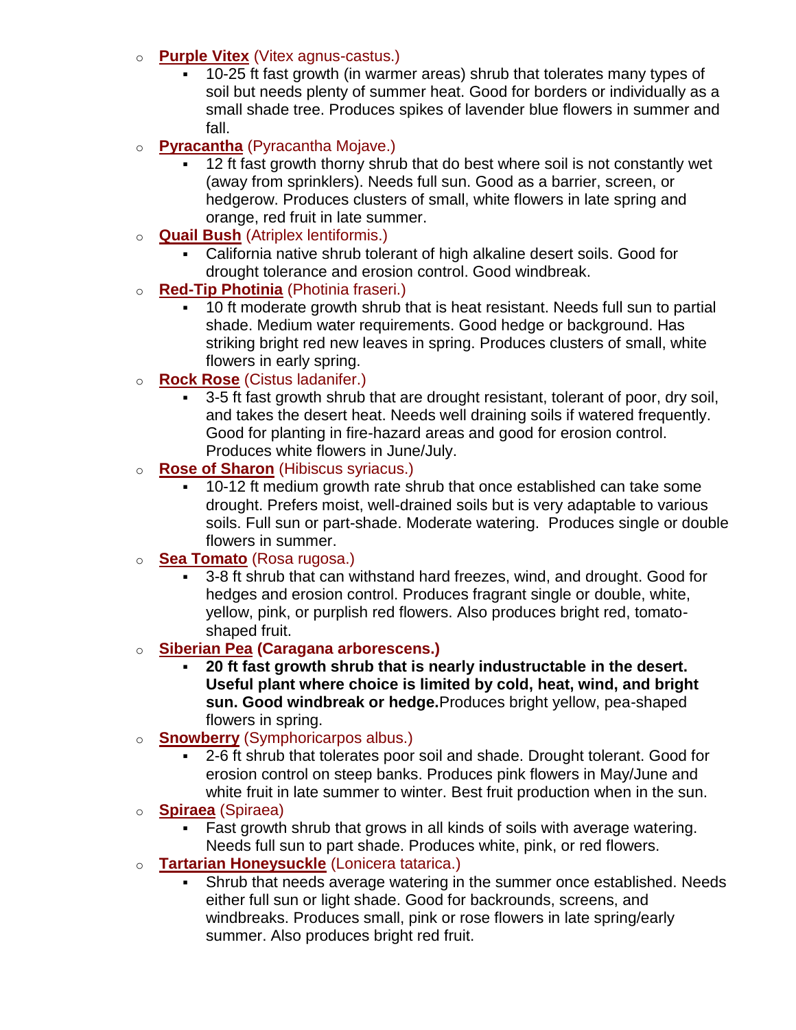- **Purple Vitex** (Vitex agnus-castus.)
    - 10-25 ft fast growth (in warmer areas) shrub that tolerates many types of soil but needs plenty of summer heat. Good for borders or individually as a small shade tree. Produces spikes of lavender blue flowers in summer and fall.
- **Pyracantha** (Pyracantha Mojave.)
    - 12 ft fast growth thorny shrub that do best where soil is not constantly wet (away from sprinklers). Needs full sun. Good as a barrier, screen, or hedgerow. Produces clusters of small, white flowers in late spring and orange, red fruit in late summer.
- **Quail Bush** (Atriplex lentiformis.)
    - California native shrub tolerant of high alkaline desert soils. Good for drought tolerance and erosion control. Good windbreak.
- **Red-Tip Photinia** (Photinia fraseri.)
    - 10 ft moderate growth shrub that is heat resistant. Needs full sun to partial shade. Medium water requirements. Good hedge or background. Has striking bright red new leaves in spring. Produces clusters of small, white flowers in early spring.
- **Rock Rose** (Cistus ladanifer.)
    - 3-5 ft fast growth shrub that are drought resistant, tolerant of poor, dry soil, and takes the desert heat. Needs well draining soils if watered frequently. Good for planting in fire-hazard areas and good for erosion control. Produces white flowers in June/July.
- **Rose of Sharon** (Hibiscus syriacus.)
    - 10-12 ft medium growth rate shrub that once established can take some drought. Prefers moist, well-drained soils but is very adaptable to various soils. Full sun or part-shade. Moderate watering. Produces single or double flowers in summer.
- **Sea Tomato** (Rosa rugosa.)
    - 3-8 ft shrub that can withstand hard freezes, wind, and drought. Good for hedges and erosion control. Produces fragrant single or double, white, yellow, pink, or purplish red flowers. Also produces bright red, tomato-shaped fruit.
- **Siberian Pea** **(Caragana arborescens.)**
    - **20 ft fast growth shrub that is nearly industructable in the desert. Useful plant where choice is limited by cold, heat, wind, and bright sun. Good windbreak or hedge.** Produces bright yellow, pea-shaped flowers in spring.
- **Snowberry** (Symphoricarpos albus.)
    - 2-6 ft shrub that tolerates poor soil and shade. Drought tolerant. Good for erosion control on steep banks. Produces pink flowers in May/June and white fruit in late summer to winter. Best fruit production when in the sun.
- **Spiraea** (Spiraea)
    - Fast growth shrub that grows in all kinds of soils with average watering. Needs full sun to part shade. Produces white, pink, or red flowers.
- **Tartarian Honeysuckle** (Lonicera tatarica.)
    - Shrub that needs average watering in the summer once established. Needs either full sun or light shade. Good for backrounds, screens, and windbreaks. Produces small, pink or rose flowers in late spring/early summer. Also produces bright red fruit.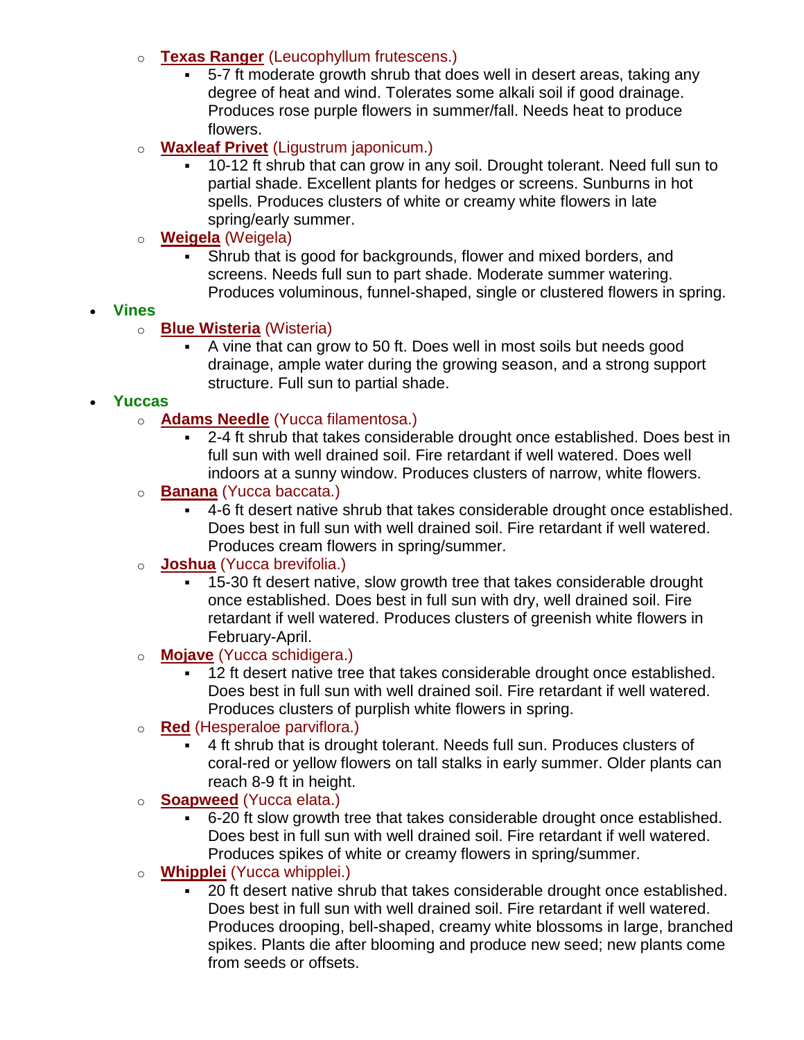- **Texas Ranger** (Leucophyllum frutescens.)
  - 5-7 ft moderate growth shrub that does well in desert areas, taking any degree of heat and wind. Tolerates some alkali soil if good drainage. Produces rose purple flowers in summer/fall. Needs heat to produce flowers.
- **Waxleaf Privet** (Ligustrum japonicum.)
  - 10-12 ft shrub that can grow in any soil. Drought tolerant. Need full sun to partial shade. Excellent plants for hedges or screens. Sunburns in hot spells. Produces clusters of white or creamy white flowers in late spring/early summer.
- **Weigela** (Weigela)
  - Shrub that is good for backgrounds, flower and mixed borders, and screens. Needs full sun to part shade. Moderate summer watering. Produces voluminous, funnel-shaped, single or clustered flowers in spring.

- **Vines**
  - **Blue Wisteria** (Wisteria)
    - A vine that can grow to 50 ft. Does well in most soils but needs good drainage, ample water during the growing season, and a strong support structure. Full sun to partial shade.
- **Yuccas**
  - **Adams Needle** (Yucca filamentosa.)
    - 2-4 ft shrub that takes considerable drought once established. Does best in full sun with well drained soil. Fire retardant if well watered. Does well indoors at a sunny window. Produces clusters of narrow, white flowers.
  - **Banana** (Yucca baccata.)
    - 4-6 ft desert native shrub that takes considerable drought once established. Does best in full sun with well drained soil. Fire retardant if well watered. Produces cream flowers in spring/summer.
  - **Joshua** (Yucca brevifolia.)
    - 15-30 ft desert native, slow growth tree that takes considerable drought once established. Does best in full sun with dry, well drained soil. Fire retardant if well watered. Produces clusters of greenish white flowers in February-April.
  - **Mojave** (Yucca schidigera.)
    - 12 ft desert native tree that takes considerable drought once established. Does best in full sun with well drained soil. Fire retardant if well watered. Produces clusters of purplish white flowers in spring.
  - **Red** (Hesperaloe parviflora.)
    - 4 ft shrub that is drought tolerant. Needs full sun. Produces clusters of coral-red or yellow flowers on tall stalks in early summer. Older plants can reach 8-9 ft in height.
  - **Soapweed** (Yucca elata.)
    - 6-20 ft slow growth tree that takes considerable drought once established. Does best in full sun with well drained soil. Fire retardant if well watered. Produces spikes of white or creamy flowers in spring/summer.
  - **Whipplei** (Yucca whipplei.)
    - 20 ft desert native shrub that takes considerable drought once established. Does best in full sun with well drained soil. Fire retardant if well watered. Produces drooping, bell-shaped, creamy white blossoms in large, branched spikes. Plants die after blooming and produce new seed; new plants come from seeds or offsets.